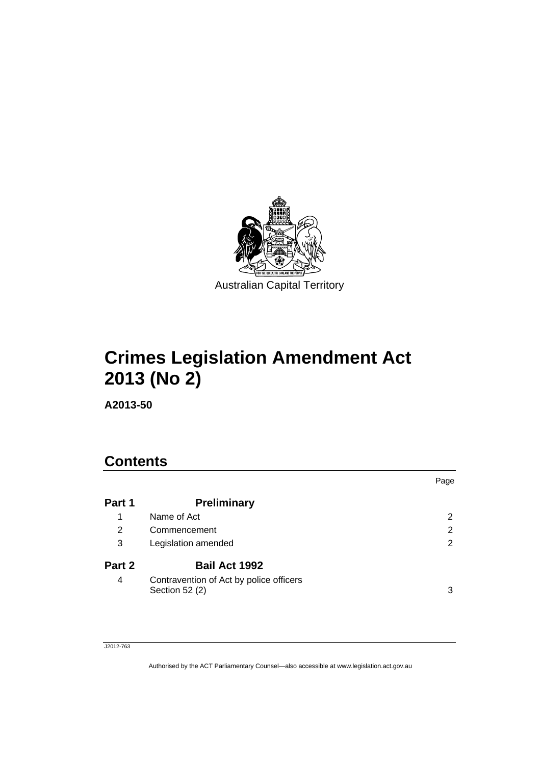Australian Capital Territory

# Crimes Legislation Amendment Act 2013 (No 2)

**A2013-50**

## Contents

| | | Page |
|---|---|---|
| **Part 1** | **Preliminary** | |
| 1 | Name of Act | 2 |
| 2 | Commencement | 2 |
| 3 | Legislation amended | 2 |
| **Part 2** | **Bail Act 1992** | |
| 4 | Contravention of Act by police officers Section 52 (2) | 3 |

J2012-763

Authorised by the ACT Parliamentary Counsel—also accessible at www.legislation.act.gov.au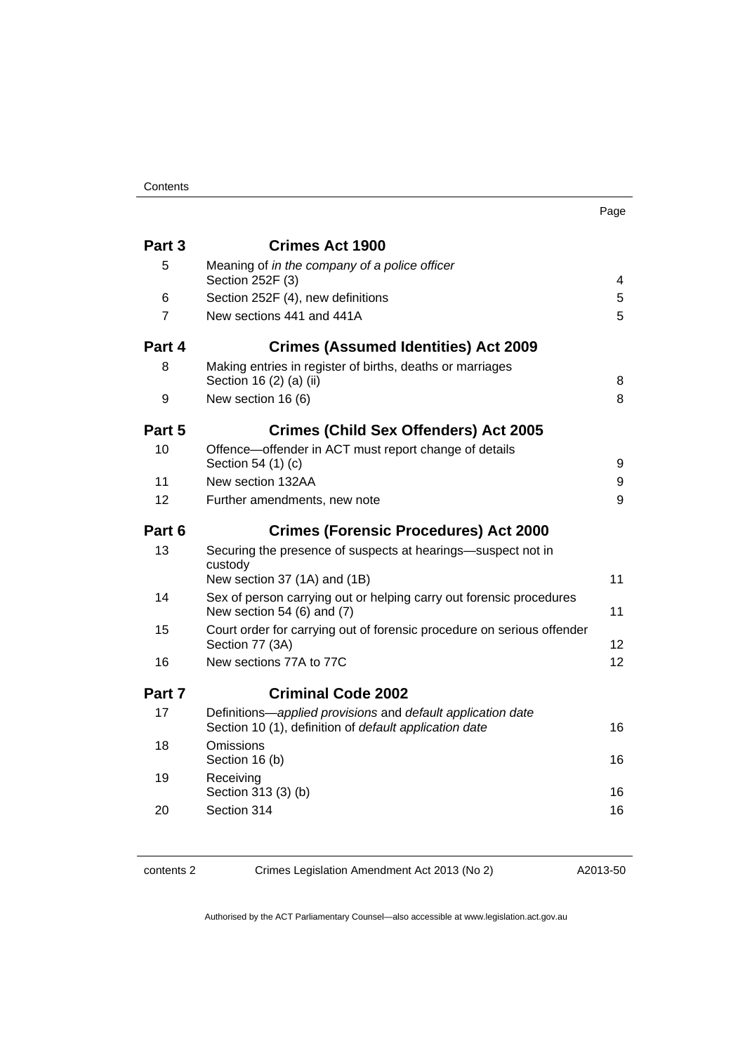| | | Page |
|---|---|---|
| **Part 3** | **Crimes Act 1900** | |
| 5 | Meaning of *in the company of a police officer* Section 252F (3) | 4 |
| 6 | Section 252F (4), new definitions | 5 |
| 7 | New sections 441 and 441A | 5 |
| **Part 4** | **Crimes (Assumed Identities) Act 2009** | |
| 8 | Making entries in register of births, deaths or marriages Section 16 (2) (a) (ii) | 8 |
| 9 | New section 16 (6) | 8 |
| **Part 5** | **Crimes (Child Sex Offenders) Act 2005** | |
| 10 | Offence—offender in ACT must report change of details Section 54 (1) (c) | 9 |
| 11 | New section 132AA | 9 |
| 12 | Further amendments, new note | 9 |
| **Part 6** | **Crimes (Forensic Procedures) Act 2000** | |
| 13 | Securing the presence of suspects at hearings—suspect not in custody New section 37 (1A) and (1B) | 11 |
| 14 | Sex of person carrying out or helping carry out forensic procedures New section 54 (6) and (7) | 11 |
| 15 | Court order for carrying out of forensic procedure on serious offender Section 77 (3A) | 12 |
| 16 | New sections 77A to 77C | 12 |
| **Part 7** | **Criminal Code 2002** | |
| 17 | Definitions—*applied provisions* and *default application date* Section 10 (1), definition of *default application date* | 16 |
| 18 | Omissions Section 16 (b) | 16 |
| 19 | Receiving Section 313 (3) (b) | 16 |
| 20 | Section 314 | 16 |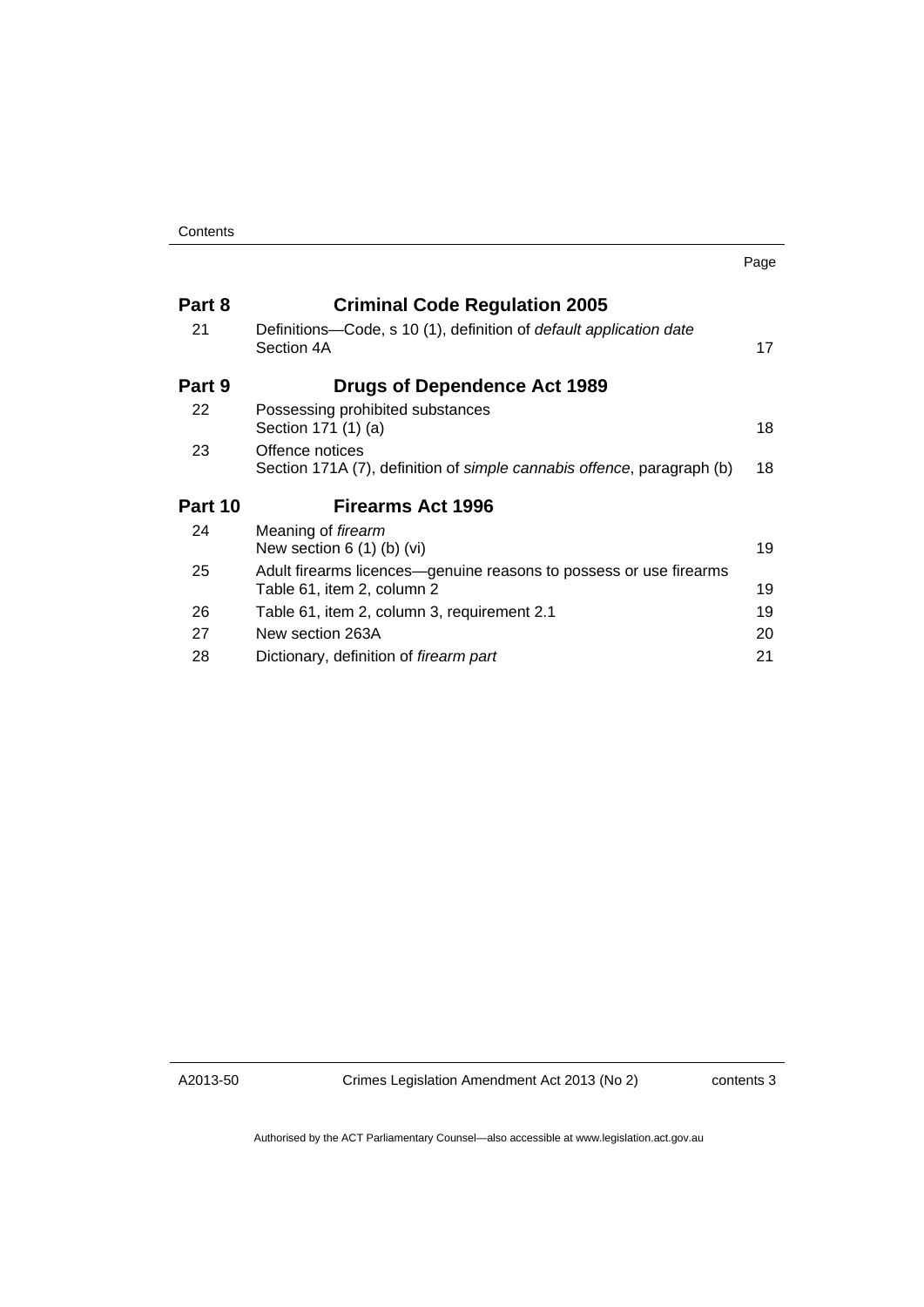| | | Page |
|---|---|---|
| **Part 8** | **Criminal Code Regulation 2005** | |
| 21 | Definitions—Code, s 10 (1), definition of *default application date* Section 4A | 17 |
| **Part 9** | **Drugs of Dependence Act 1989** | |
| 22 | Possessing prohibited substances Section 171 (1) (a) | 18 |
| 23 | Offence notices Section 171A (7), definition of *simple cannabis offence*, paragraph (b) | 18 |
| **Part 10** | **Firearms Act 1996** | |
| 24 | Meaning of *firearm* New section 6 (1) (b) (vi) | 19 |
| 25 | Adult firearms licences—genuine reasons to possess or use firearms Table 61, item 2, column 2 | 19 |
| 26 | Table 61, item 2, column 3, requirement 2.1 | 19 |
| 27 | New section 263A | 20 |
| 28 | Dictionary, definition of *firearm part* | 21 |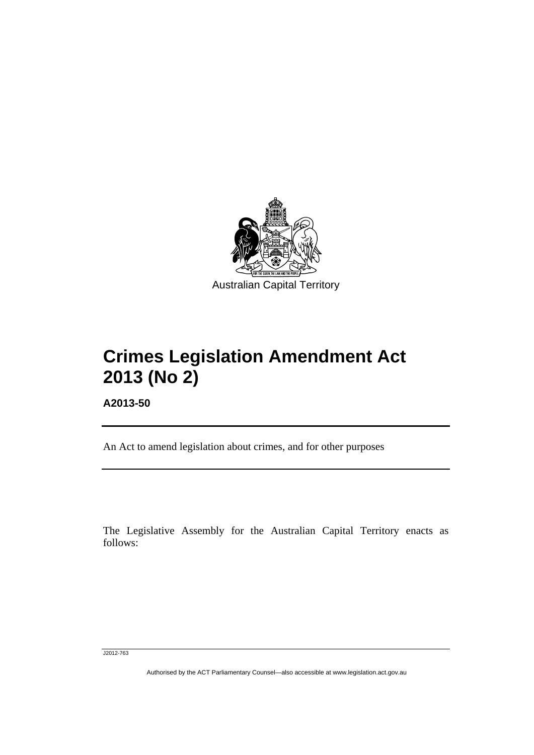Australian Capital Territory

# Crimes Legislation Amendment Act 2013 (No 2)

**A2013-50**

An Act to amend legislation about crimes, and for other purposes

The Legislative Assembly for the Australian Capital Territory enacts as follows:

J2012-763

Authorised by the ACT Parliamentary Counsel—also accessible at www.legislation.act.gov.au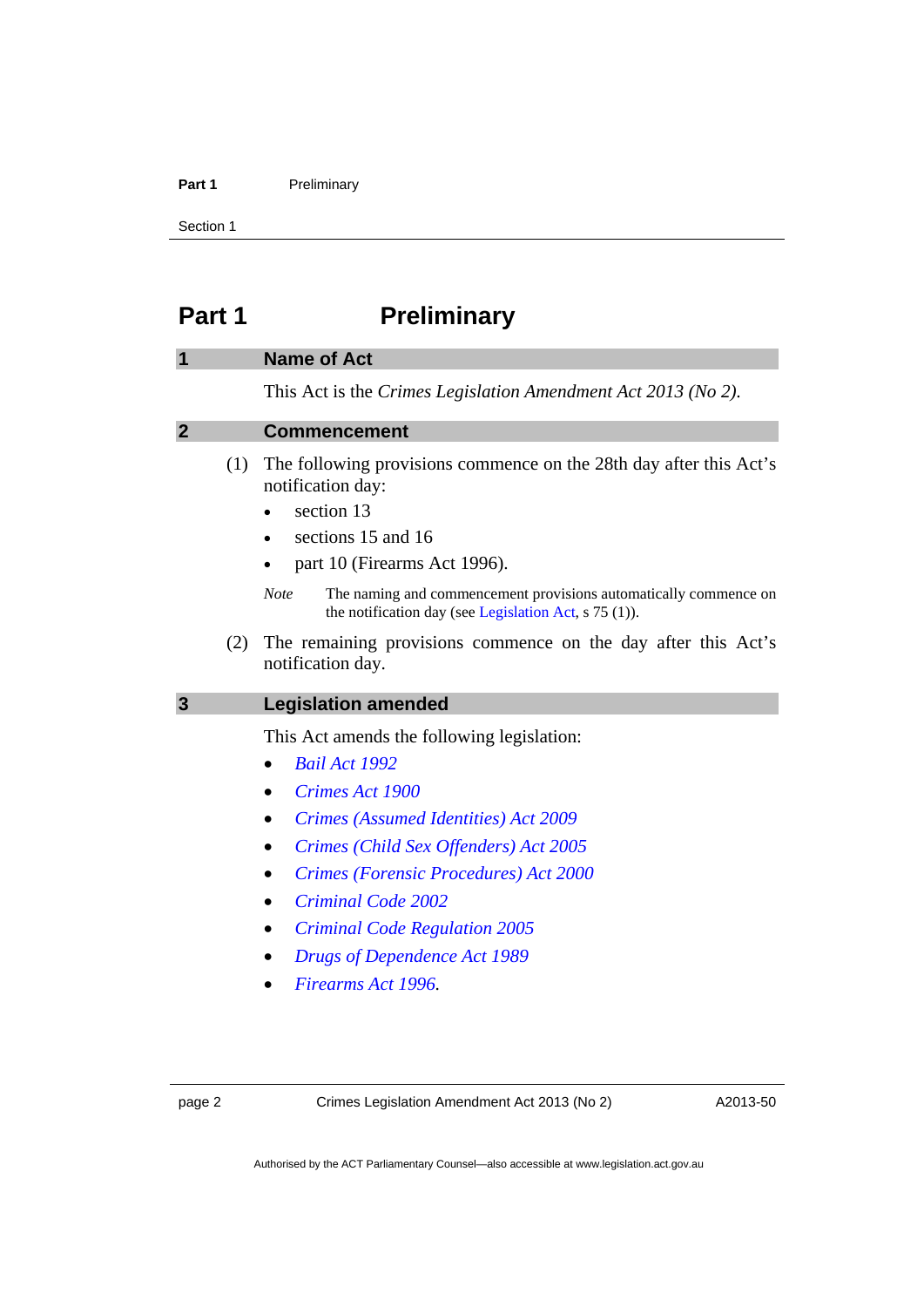# Part 1 Preliminary

## 1 Name of Act

This Act is the *Crimes Legislation Amendment Act 2013 (No 2)*.

## 2 Commencement

(1) The following provisions commence on the 28th day after this Act's notification day:

- section 13
- sections 15 and 16
- part 10 (Firearms Act 1996).

*Note* The naming and commencement provisions automatically commence on the notification day (see Legislation Act, s 75 (1)).

(2) The remaining provisions commence on the day after this Act's notification day.

## 3 Legislation amended

This Act amends the following legislation:

- *Bail Act 1992*
- *Crimes Act 1900*
- *Crimes (Assumed Identities) Act 2009*
- *Crimes (Child Sex Offenders) Act 2005*
- *Crimes (Forensic Procedures) Act 2000*
- *Criminal Code 2002*
- *Criminal Code Regulation 2005*
- *Drugs of Dependence Act 1989*
- *Firearms Act 1996*.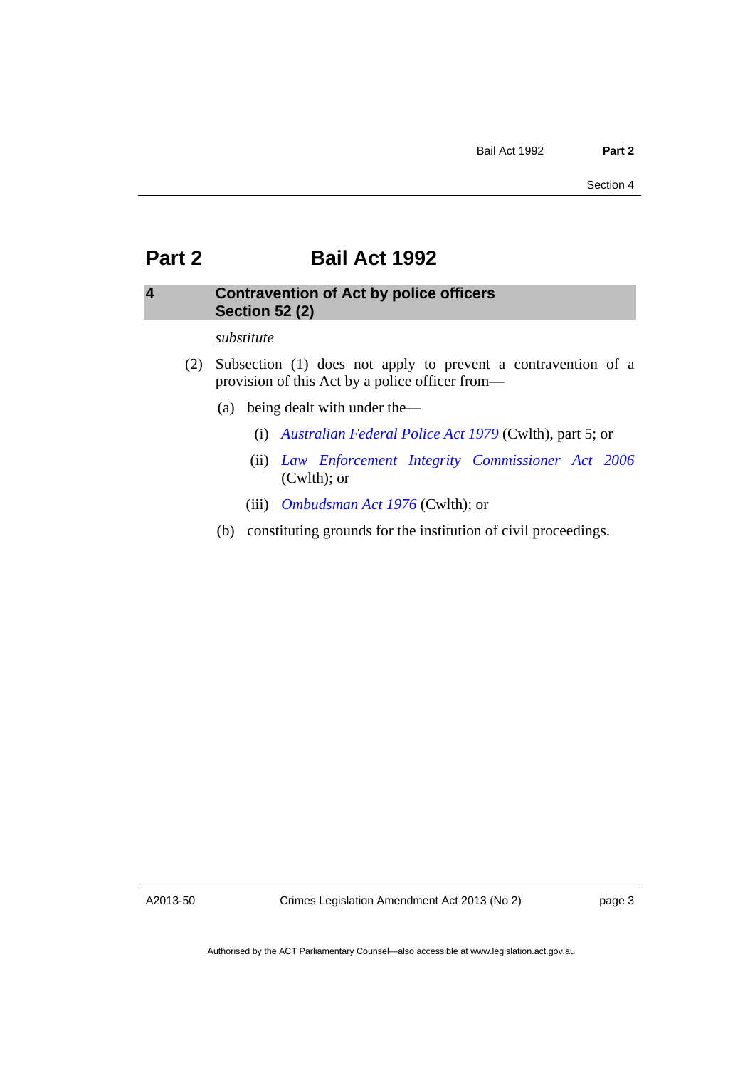# Part 2 Bail Act 1992

## 4 Contravention of Act by police officers
### Section 52 (2)

*substitute*

(2) Subsection (1) does not apply to prevent a contravention of a provision of this Act by a police officer from—

(a) being dealt with under the—

(i) *Australian Federal Police Act 1979* (Cwlth), part 5; or

(ii) *Law Enforcement Integrity Commissioner Act 2006* (Cwlth); or

(iii) *Ombudsman Act 1976* (Cwlth); or

(b) constituting grounds for the institution of civil proceedings.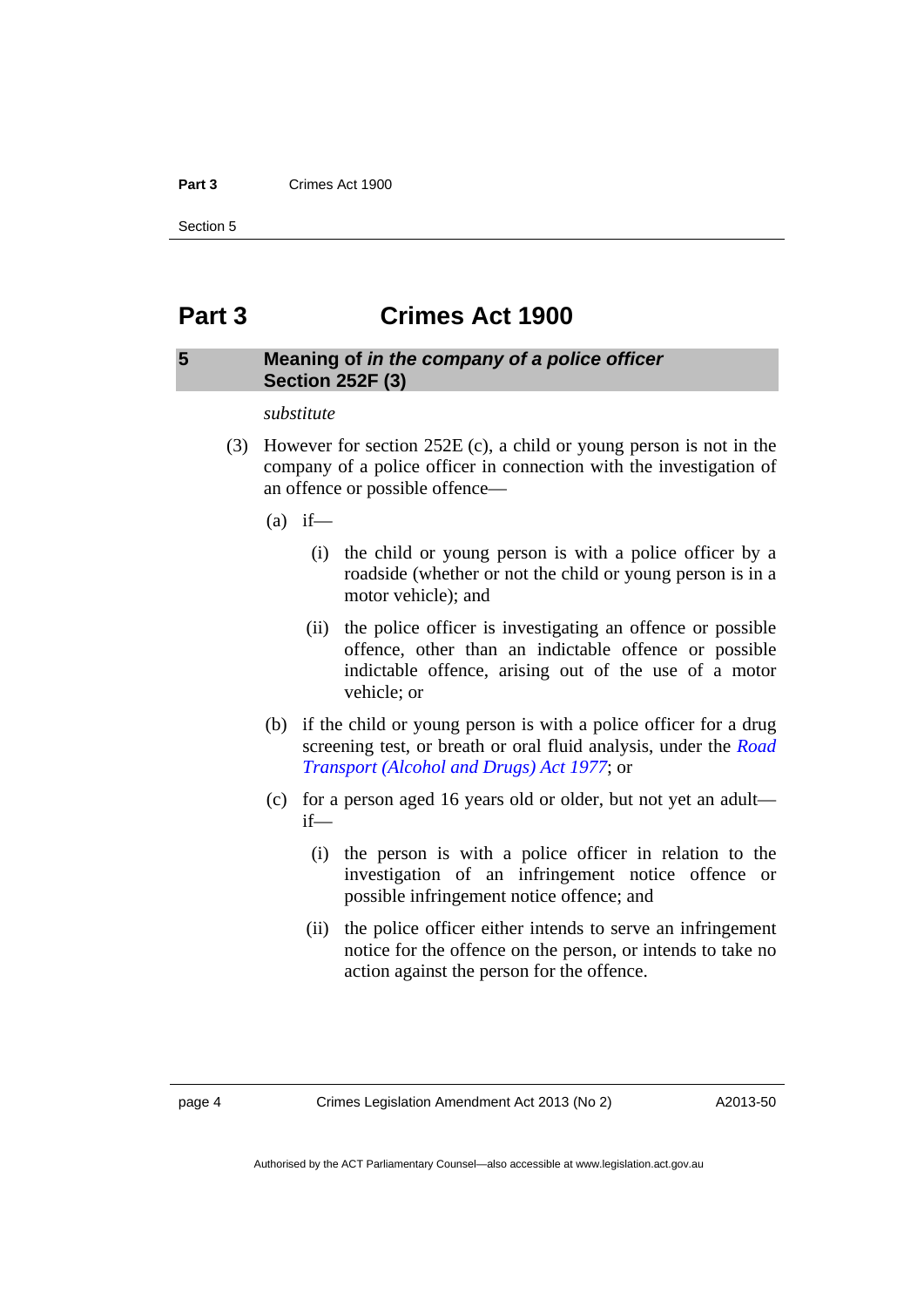# Part 3 Crimes Act 1900

## 5 Meaning of *in the company of a police officer* Section 252F (3)

*substitute*

(3) However for section 252E (c), a child or young person is not in the company of a police officer in connection with the investigation of an offence or possible offence—

(a) if—

(i) the child or young person is with a police officer by a roadside (whether or not the child or young person is in a motor vehicle); and

(ii) the police officer is investigating an offence or possible offence, other than an indictable offence or possible indictable offence, arising out of the use of a motor vehicle; or

(b) if the child or young person is with a police officer for a drug screening test, or breath or oral fluid analysis, under the *Road Transport (Alcohol and Drugs) Act 1977*; or

(c) for a person aged 16 years old or older, but not yet an adult—if—

(i) the person is with a police officer in relation to the investigation of an infringement notice offence or possible infringement notice offence; and

(ii) the police officer either intends to serve an infringement notice for the offence on the person, or intends to take no action against the person for the offence.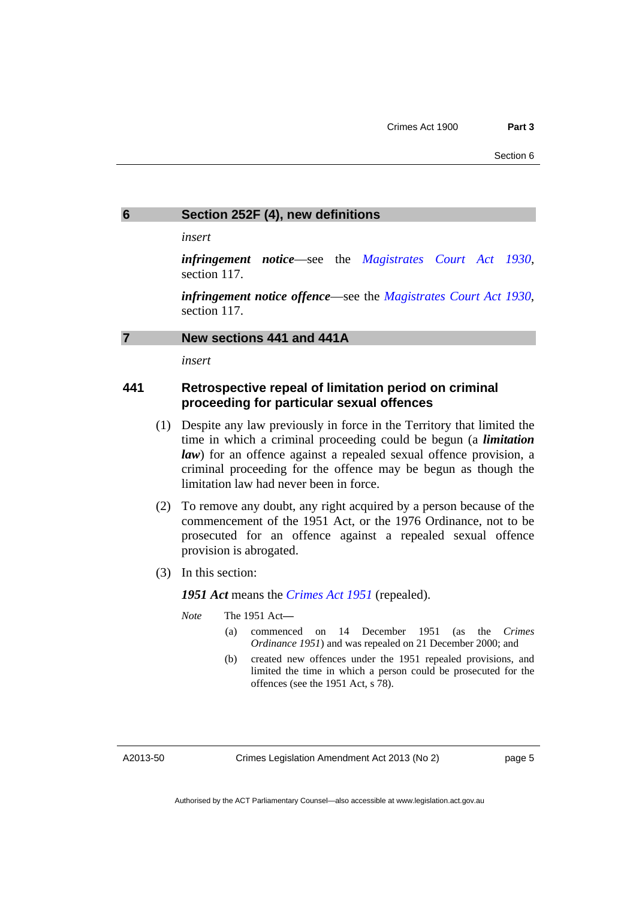## 6 Section 252F (4), new definitions

*insert*

***infringement notice***—see the *Magistrates Court Act 1930*, section 117.

***infringement notice offence***—see the *Magistrates Court Act 1930*, section 117.

## 7 New sections 441 and 441A

*insert*

### 441 Retrospective repeal of limitation period on criminal proceeding for particular sexual offences

(1) Despite any law previously in force in the Territory that limited the time in which a criminal proceeding could be begun (a ***limitation law***) for an offence against a repealed sexual offence provision, a criminal proceeding for the offence may be begun as though the limitation law had never been in force.

(2) To remove any doubt, any right acquired by a person because of the commencement of the 1951 Act, or the 1976 Ordinance, not to be prosecuted for an offence against a repealed sexual offence provision is abrogated.

(3) In this section:

***1951 Act*** means the *Crimes Act 1951* (repealed).

*Note* The 1951 Act—

(a) commenced on 14 December 1951 (as the *Crimes Ordinance 1951*) and was repealed on 21 December 2000; and

(b) created new offences under the 1951 repealed provisions, and limited the time in which a person could be prosecuted for the offences (see the 1951 Act, s 78).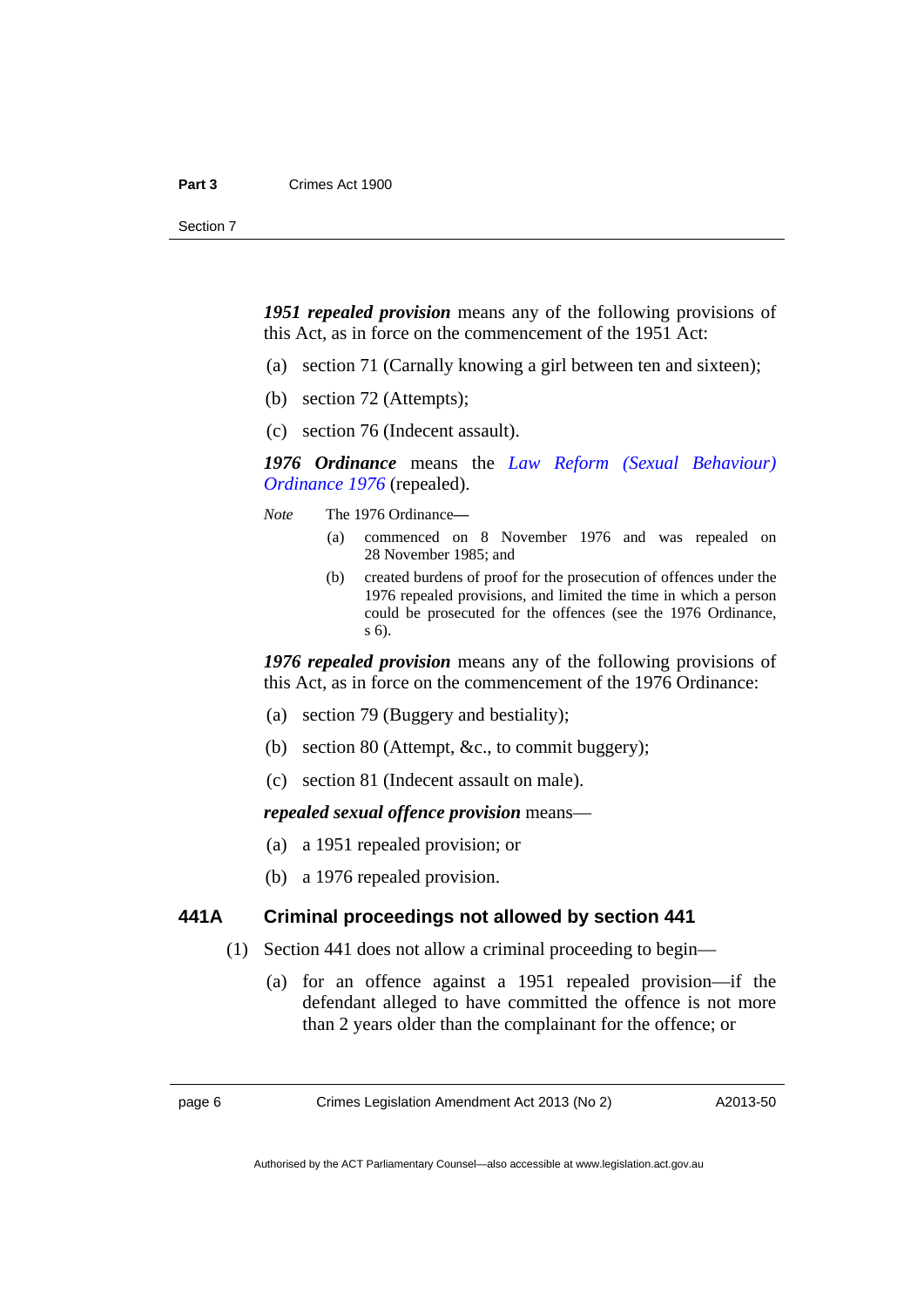***1951 repealed provision*** means any of the following provisions of this Act, as in force on the commencement of the 1951 Act:

(a) section 71 (Carnally knowing a girl between ten and sixteen);

(b) section 72 (Attempts);

(c) section 76 (Indecent assault).

***1976 Ordinance*** means the *Law Reform (Sexual Behaviour) Ordinance 1976* (repealed).

*Note* The 1976 Ordinance—

(a) commenced on 8 November 1976 and was repealed on 28 November 1985; and

(b) created burdens of proof for the prosecution of offences under the 1976 repealed provisions, and limited the time in which a person could be prosecuted for the offences (see the 1976 Ordinance, s 6).

***1976 repealed provision*** means any of the following provisions of this Act, as in force on the commencement of the 1976 Ordinance:

(a) section 79 (Buggery and bestiality);

(b) section 80 (Attempt, &c., to commit buggery);

(c) section 81 (Indecent assault on male).

***repealed sexual offence provision*** means—

(a) a 1951 repealed provision; or

(b) a 1976 repealed provision.

### 441A Criminal proceedings not allowed by section 441

(1) Section 441 does not allow a criminal proceeding to begin—

(a) for an offence against a 1951 repealed provision—if the defendant alleged to have committed the offence is not more than 2 years older than the complainant for the offence; or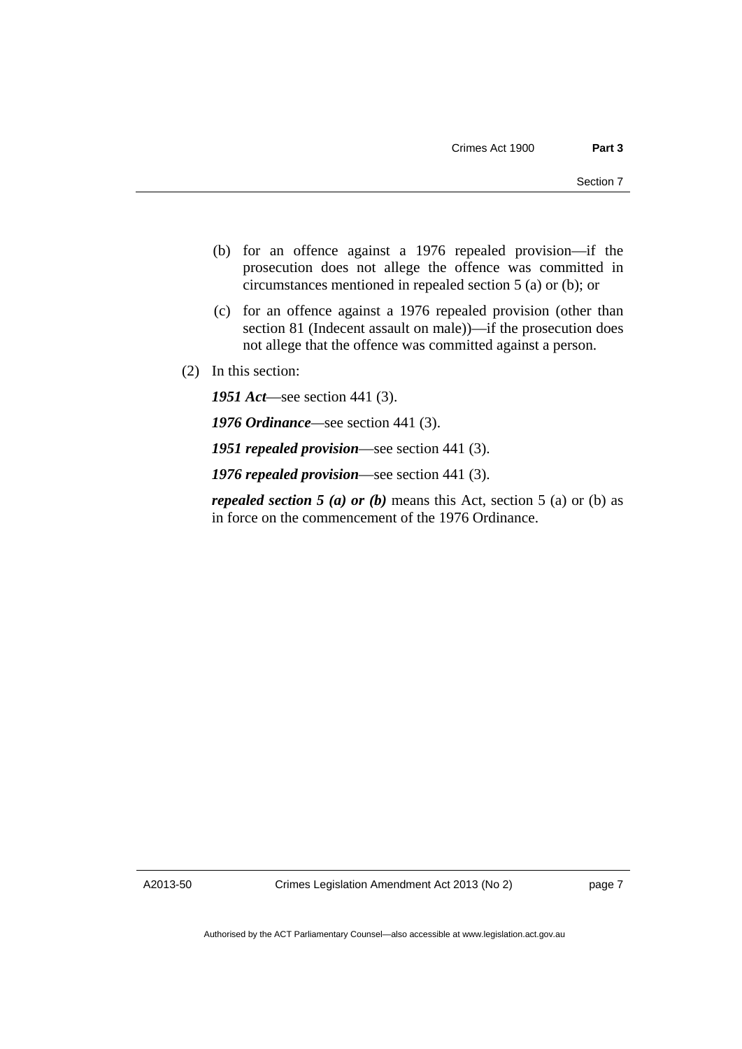(b) for an offence against a 1976 repealed provision—if the prosecution does not allege the offence was committed in circumstances mentioned in repealed section 5 (a) or (b); or

(c) for an offence against a 1976 repealed provision (other than section 81 (Indecent assault on male))—if the prosecution does not allege that the offence was committed against a person.

(2) In this section:

***1951 Act***—see section 441 (3).

***1976 Ordinance***—see section 441 (3).

***1951 repealed provision***—see section 441 (3).

***1976 repealed provision***—see section 441 (3).

***repealed section 5 (a) or (b)*** means this Act, section 5 (a) or (b) as in force on the commencement of the 1976 Ordinance.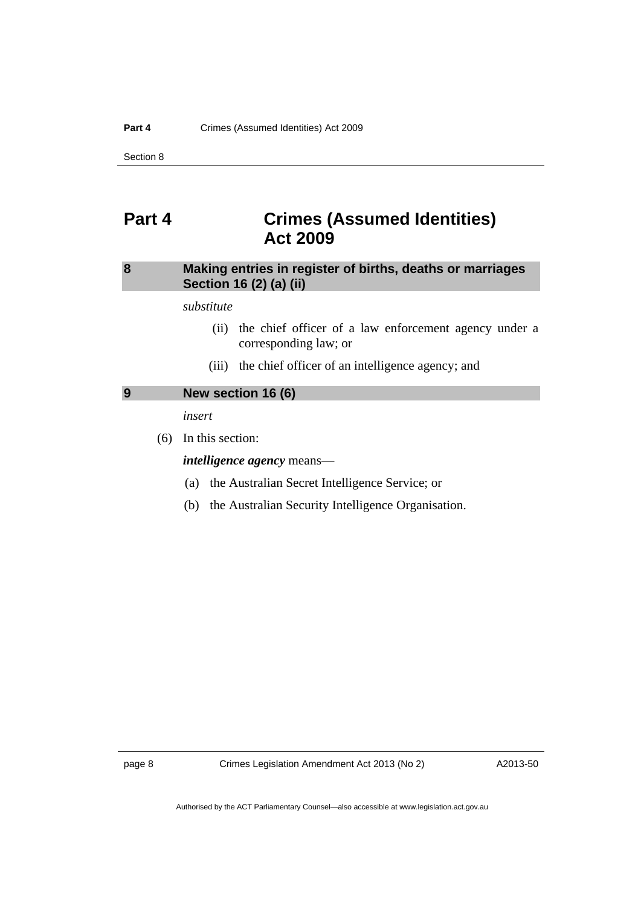# Part 4 Crimes (Assumed Identities) Act 2009

## 8 Making entries in register of births, deaths or marriages Section 16 (2) (a) (ii)

*substitute*

(ii) the chief officer of a law enforcement agency under a corresponding law; or

(iii) the chief officer of an intelligence agency; and

## 9 New section 16 (6)

*insert*

(6) In this section:

***intelligence agency*** means—

(a) the Australian Secret Intelligence Service; or

(b) the Australian Security Intelligence Organisation.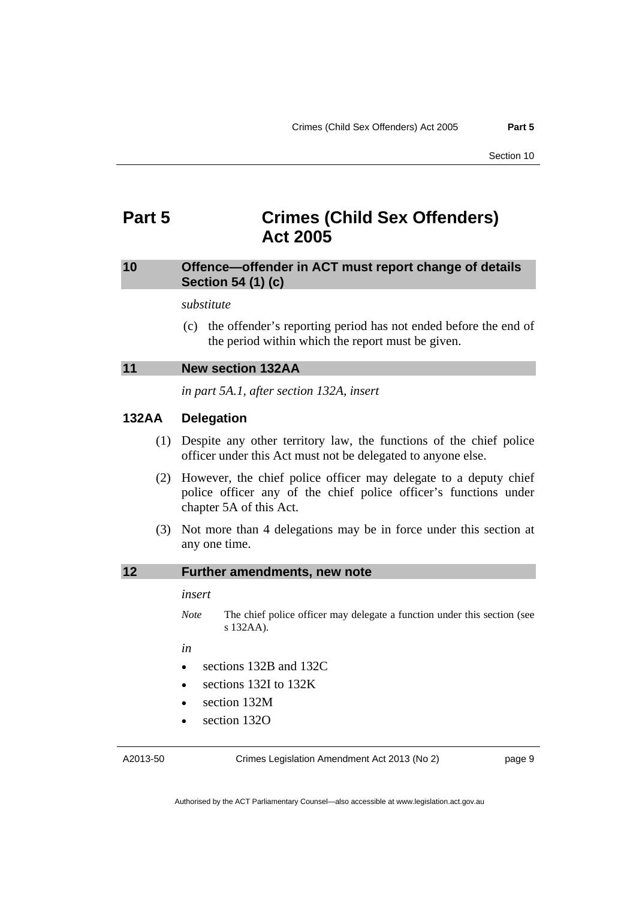# Part 5 Crimes (Child Sex Offenders) Act 2005

## 10 Offence—offender in ACT must report change of details Section 54 (1) (c)

*substitute*

(c) the offender's reporting period has not ended before the end of the period within which the report must be given.

## 11 New section 132AA

*in part 5A.1, after section 132A, insert*

### 132AA Delegation

(1) Despite any other territory law, the functions of the chief police officer under this Act must not be delegated to anyone else.

(2) However, the chief police officer may delegate to a deputy chief police officer any of the chief police officer's functions under chapter 5A of this Act.

(3) Not more than 4 delegations may be in force under this section at any one time.

## 12 Further amendments, new note

*insert*

*Note* The chief police officer may delegate a function under this section (see s 132AA).

*in*

- sections 132B and 132C
- sections 132I to 132K
- section 132M
- section 132O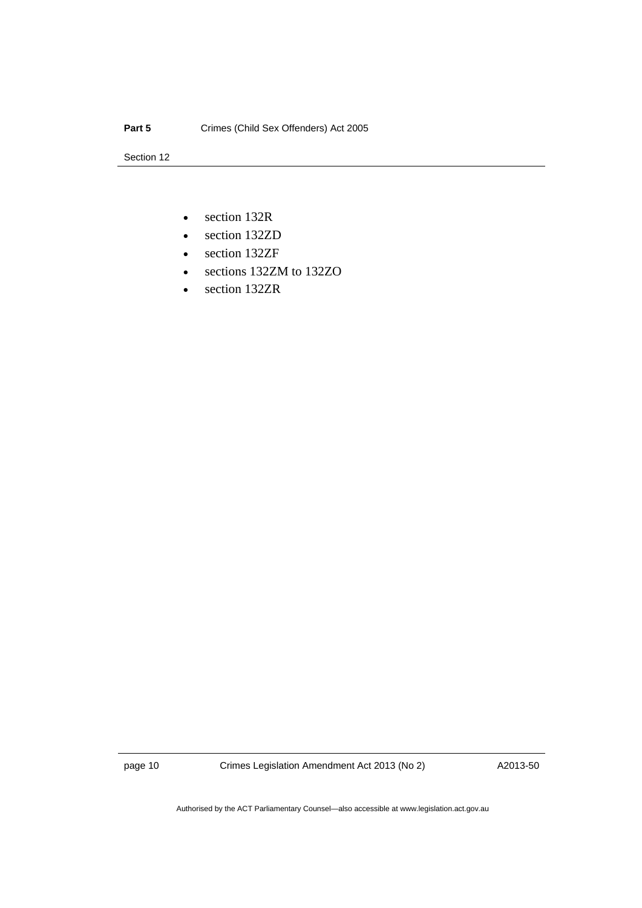- section 132R
- section 132ZD
- section 132ZF
- sections 132ZM to 132ZO
- section 132ZR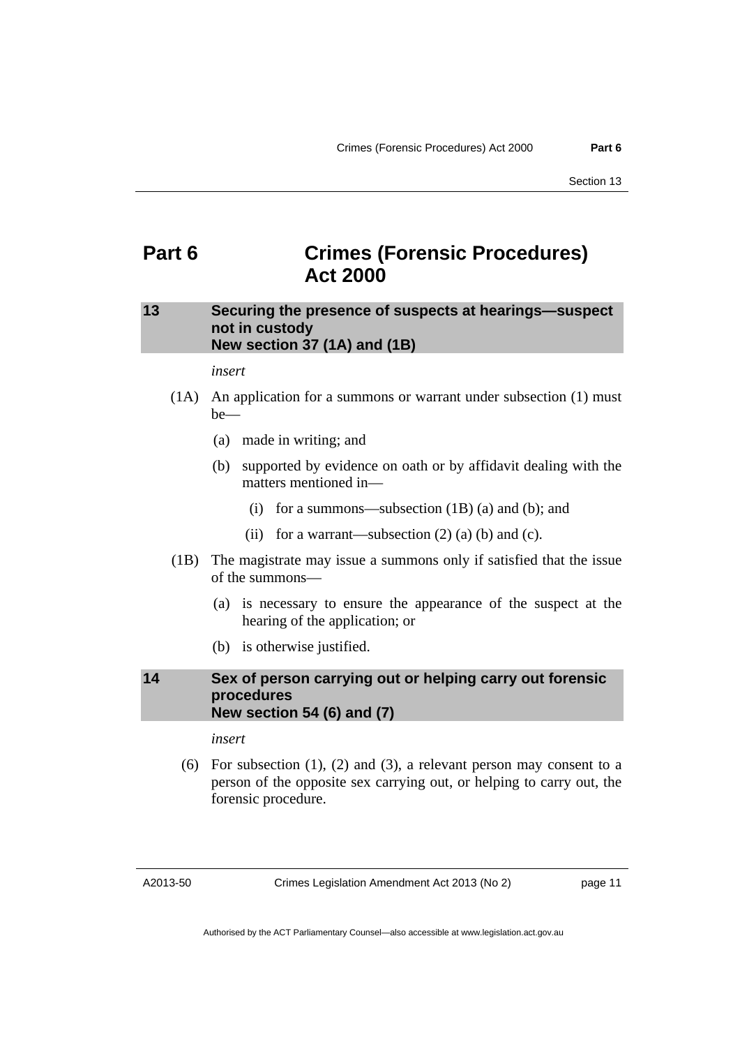# Part 6 Crimes (Forensic Procedures) Act 2000

## 13 Securing the presence of suspects at hearings—suspect not in custody New section 37 (1A) and (1B)

*insert*

(1A) An application for a summons or warrant under subsection (1) must be—

(a) made in writing; and

(b) supported by evidence on oath or by affidavit dealing with the matters mentioned in—

(i) for a summons—subsection (1B) (a) and (b); and

(ii) for a warrant—subsection (2) (a) (b) and (c).

(1B) The magistrate may issue a summons only if satisfied that the issue of the summons—

(a) is necessary to ensure the appearance of the suspect at the hearing of the application; or

(b) is otherwise justified.

## 14 Sex of person carrying out or helping carry out forensic procedures New section 54 (6) and (7)

*insert*

(6) For subsection (1), (2) and (3), a relevant person may consent to a person of the opposite sex carrying out, or helping to carry out, the forensic procedure.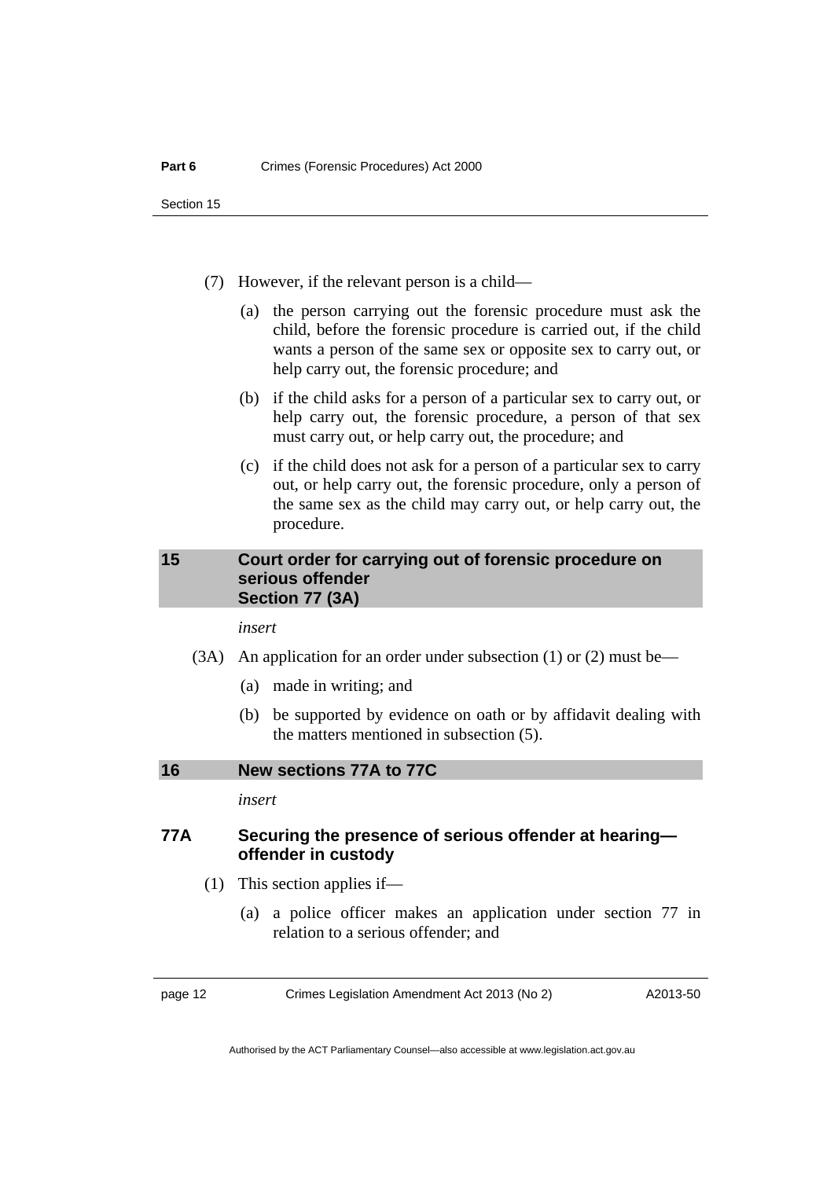(7) However, if the relevant person is a child—

(a) the person carrying out the forensic procedure must ask the child, before the forensic procedure is carried out, if the child wants a person of the same sex or opposite sex to carry out, or help carry out, the forensic procedure; and

(b) if the child asks for a person of a particular sex to carry out, or help carry out, the forensic procedure, a person of that sex must carry out, or help carry out, the procedure; and

(c) if the child does not ask for a person of a particular sex to carry out, or help carry out, the forensic procedure, only a person of the same sex as the child may carry out, or help carry out, the procedure.

## 15 Court order for carrying out of forensic procedure on serious offender Section 77 (3A)

*insert*

(3A) An application for an order under subsection (1) or (2) must be—

(a) made in writing; and

(b) be supported by evidence on oath or by affidavit dealing with the matters mentioned in subsection (5).

## 16 New sections 77A to 77C

*insert*

### 77A Securing the presence of serious offender at hearing—offender in custody

(1) This section applies if—

(a) a police officer makes an application under section 77 in relation to a serious offender; and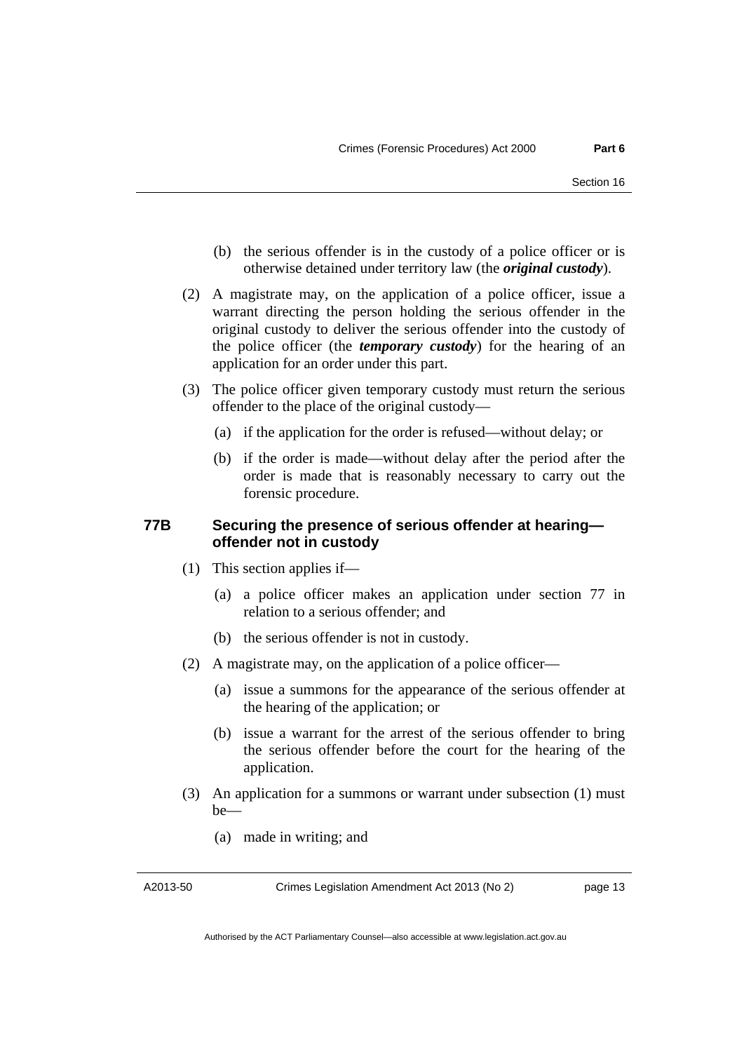(b) the serious offender is in the custody of a police officer or is otherwise detained under territory law (the ***original custody***).

(2) A magistrate may, on the application of a police officer, issue a warrant directing the person holding the serious offender in the original custody to deliver the serious offender into the custody of the police officer (the ***temporary custody***) for the hearing of an application for an order under this part.

(3) The police officer given temporary custody must return the serious offender to the place of the original custody—

(a) if the application for the order is refused—without delay; or

(b) if the order is made—without delay after the period after the order is made that is reasonably necessary to carry out the forensic procedure.

### 77B Securing the presence of serious offender at hearing—offender not in custody

(1) This section applies if—

(a) a police officer makes an application under section 77 in relation to a serious offender; and

(b) the serious offender is not in custody.

(2) A magistrate may, on the application of a police officer—

(a) issue a summons for the appearance of the serious offender at the hearing of the application; or

(b) issue a warrant for the arrest of the serious offender to bring the serious offender before the court for the hearing of the application.

(3) An application for a summons or warrant under subsection (1) must be—

(a) made in writing; and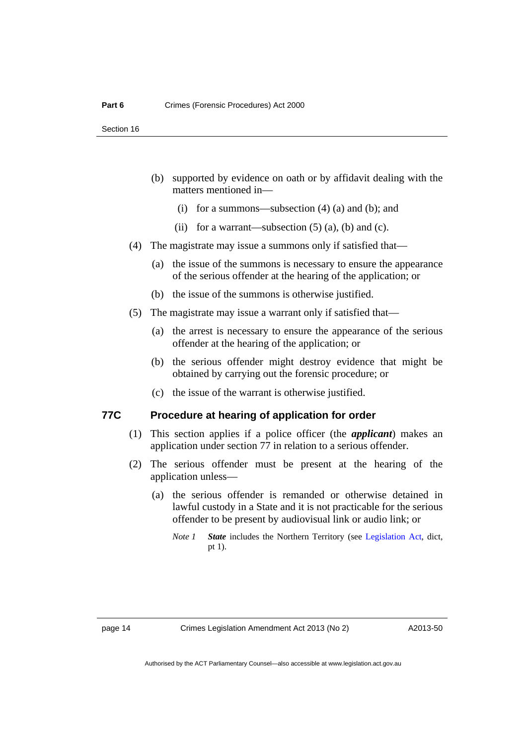(b) supported by evidence on oath or by affidavit dealing with the matters mentioned in—

  (i) for a summons—subsection (4) (a) and (b); and

  (ii) for a warrant—subsection (5) (a), (b) and (c).

(4) The magistrate may issue a summons only if satisfied that—

  (a) the issue of the summons is necessary to ensure the appearance of the serious offender at the hearing of the application; or

  (b) the issue of the summons is otherwise justified.

(5) The magistrate may issue a warrant only if satisfied that—

  (a) the arrest is necessary to ensure the appearance of the serious offender at the hearing of the application; or

  (b) the serious offender might destroy evidence that might be obtained by carrying out the forensic procedure; or

  (c) the issue of the warrant is otherwise justified.

### 77C Procedure at hearing of application for order

(1) This section applies if a police officer (the ***applicant***) makes an application under section 77 in relation to a serious offender.

(2) The serious offender must be present at the hearing of the application unless—

  (a) the serious offender is remanded or otherwise detained in lawful custody in a State and it is not practicable for the serious offender to be present by audiovisual link or audio link; or

  *Note 1* ***State*** includes the Northern Territory (see Legislation Act, dict, pt 1).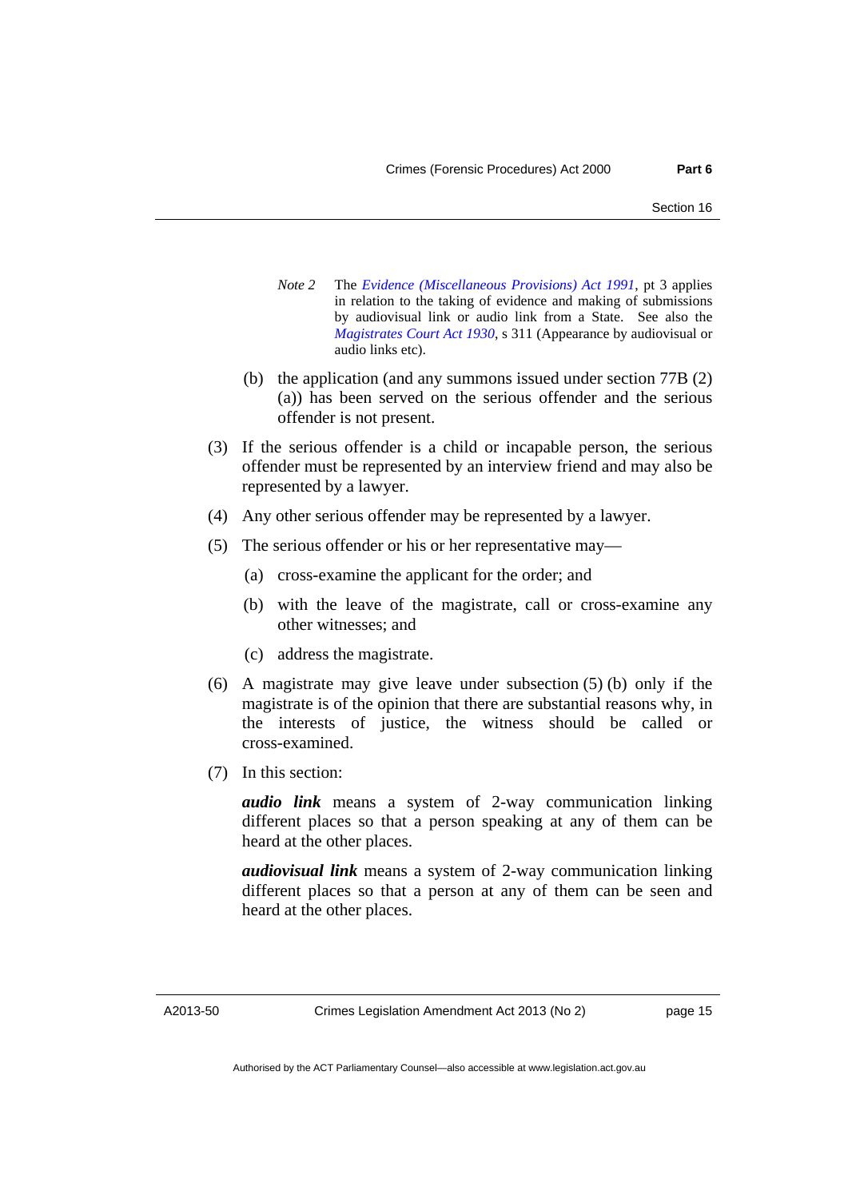*Note 2* The *Evidence (Miscellaneous Provisions) Act 1991*, pt 3 applies in relation to the taking of evidence and making of submissions by audiovisual link or audio link from a State. See also the *Magistrates Court Act 1930*, s 311 (Appearance by audiovisual or audio links etc).

(b) the application (and any summons issued under section 77B (2) (a)) has been served on the serious offender and the serious offender is not present.

(3) If the serious offender is a child or incapable person, the serious offender must be represented by an interview friend and may also be represented by a lawyer.

(4) Any other serious offender may be represented by a lawyer.

(5) The serious offender or his or her representative may—

(a) cross-examine the applicant for the order; and

(b) with the leave of the magistrate, call or cross-examine any other witnesses; and

(c) address the magistrate.

(6) A magistrate may give leave under subsection (5) (b) only if the magistrate is of the opinion that there are substantial reasons why, in the interests of justice, the witness should be called or cross-examined.

(7) In this section:

***audio link*** means a system of 2-way communication linking different places so that a person speaking at any of them can be heard at the other places.

***audiovisual link*** means a system of 2-way communication linking different places so that a person at any of them can be seen and heard at the other places.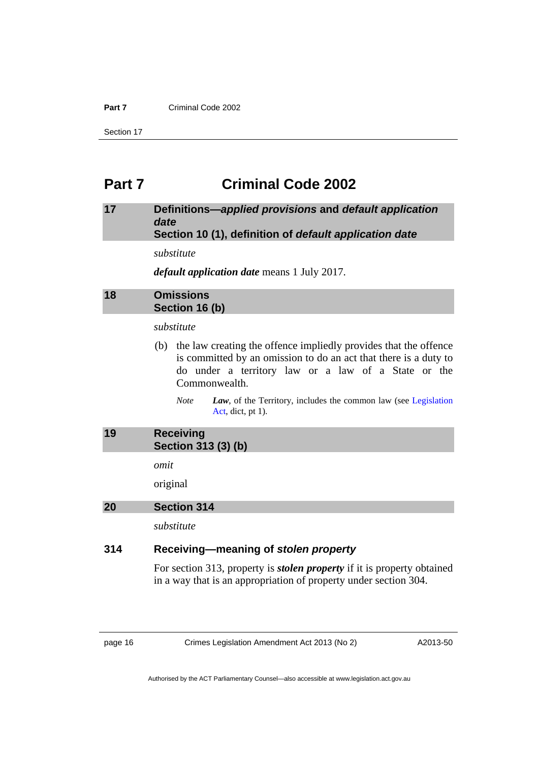# Part 7 Criminal Code 2002

## 17 Definitions—*applied provisions* and *default application date*
### Section 10 (1), definition of *default application date*

*substitute*

***default application date*** means 1 July 2017.

## 18 Omissions
### Section 16 (b)

*substitute*

(b) the law creating the offence impliedly provides that the offence is committed by an omission to do an act that there is a duty to do under a territory law or a law of a State or the Commonwealth.

*Note* ***Law***, of the Territory, includes the common law (see Legislation Act, dict, pt 1).

## 19 Receiving
### Section 313 (3) (b)

*omit*

original

## 20 Section 314

*substitute*

### 314 Receiving—meaning of *stolen property*

For section 313, property is ***stolen property*** if it is property obtained in a way that is an appropriation of property under section 304.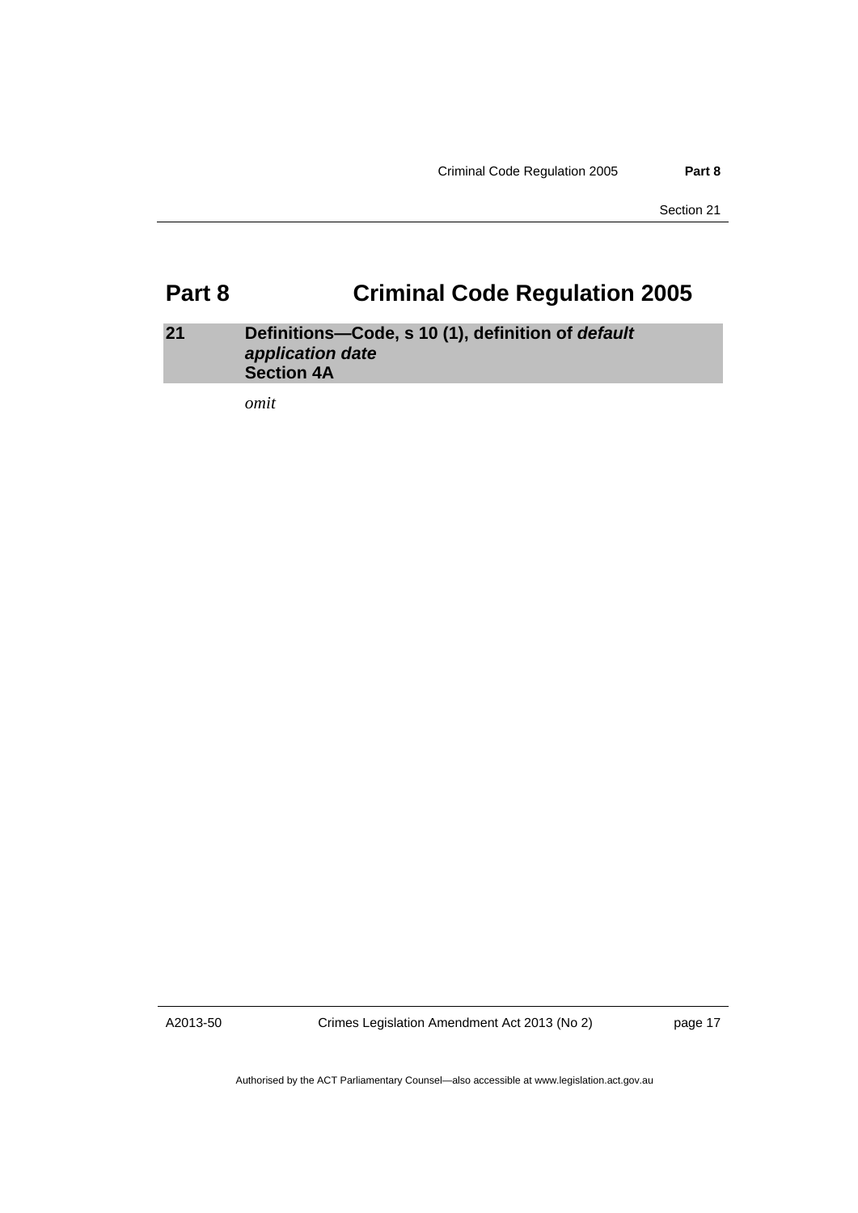# Part 8 Criminal Code Regulation 2005

## 21 Definitions—Code, s 10 (1), definition of ***default application date*** Section 4A

*omit*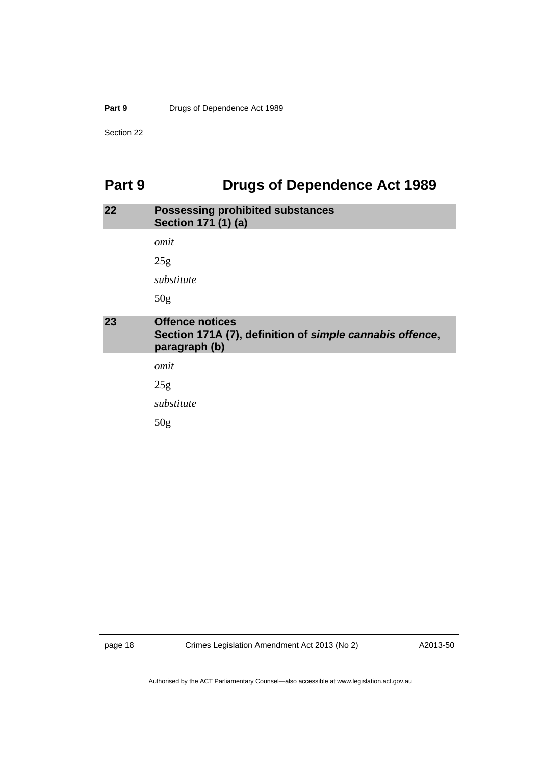# Part 9 Drugs of Dependence Act 1989

## 22 Possessing prohibited substances
### Section 171 (1) (a)

*omit*

25g

*substitute*

50g

## 23 Offence notices
### Section 171A (7), definition of *simple cannabis offence*, paragraph (b)

*omit*

25g

*substitute*

50g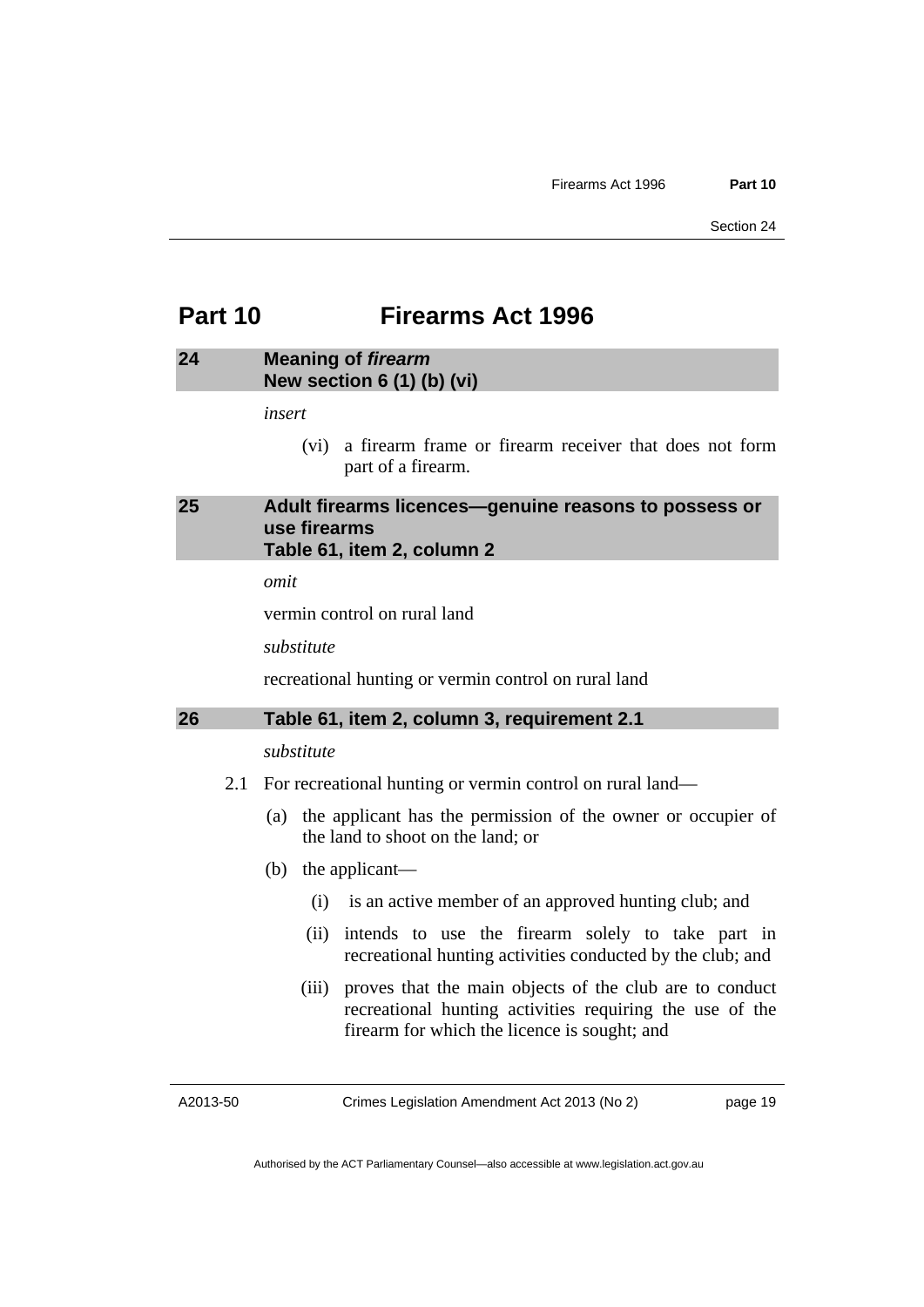# Part 10 Firearms Act 1996

## 24 Meaning of *firearm*
**New section 6 (1) (b) (vi)**

*insert*

(vi) a firearm frame or firearm receiver that does not form part of a firearm.

## 25 Adult firearms licences—genuine reasons to possess or use firearms
**Table 61, item 2, column 2**

*omit*

vermin control on rural land

*substitute*

recreational hunting or vermin control on rural land

## 26 Table 61, item 2, column 3, requirement 2.1

*substitute*

2.1 For recreational hunting or vermin control on rural land—

(a) the applicant has the permission of the owner or occupier of the land to shoot on the land; or

(b) the applicant—

(i) is an active member of an approved hunting club; and

(ii) intends to use the firearm solely to take part in recreational hunting activities conducted by the club; and

(iii) proves that the main objects of the club are to conduct recreational hunting activities requiring the use of the firearm for which the licence is sought; and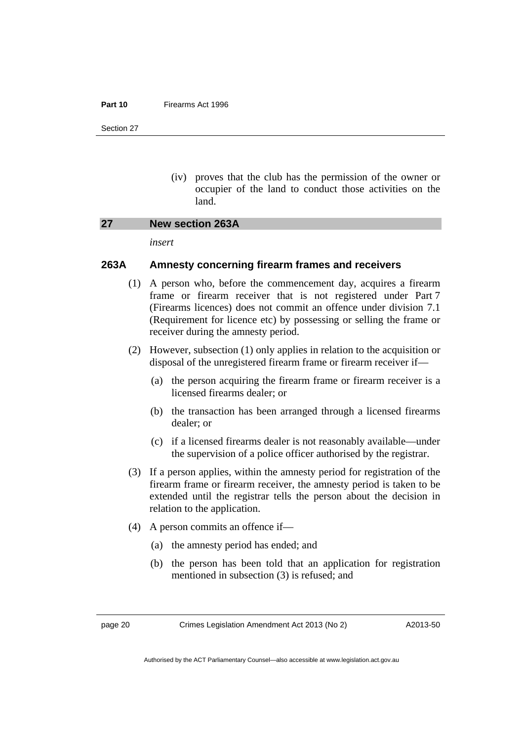(iv) proves that the club has the permission of the owner or occupier of the land to conduct those activities on the land.

## 27 New section 263A

*insert*

### 263A Amnesty concerning firearm frames and receivers

(1) A person who, before the commencement day, acquires a firearm frame or firearm receiver that is not registered under Part 7 (Firearms licences) does not commit an offence under division 7.1 (Requirement for licence etc) by possessing or selling the frame or receiver during the amnesty period.

(2) However, subsection (1) only applies in relation to the acquisition or disposal of the unregistered firearm frame or firearm receiver if—

(a) the person acquiring the firearm frame or firearm receiver is a licensed firearms dealer; or

(b) the transaction has been arranged through a licensed firearms dealer; or

(c) if a licensed firearms dealer is not reasonably available—under the supervision of a police officer authorised by the registrar.

(3) If a person applies, within the amnesty period for registration of the firearm frame or firearm receiver, the amnesty period is taken to be extended until the registrar tells the person about the decision in relation to the application.

(4) A person commits an offence if—

(a) the amnesty period has ended; and

(b) the person has been told that an application for registration mentioned in subsection (3) is refused; and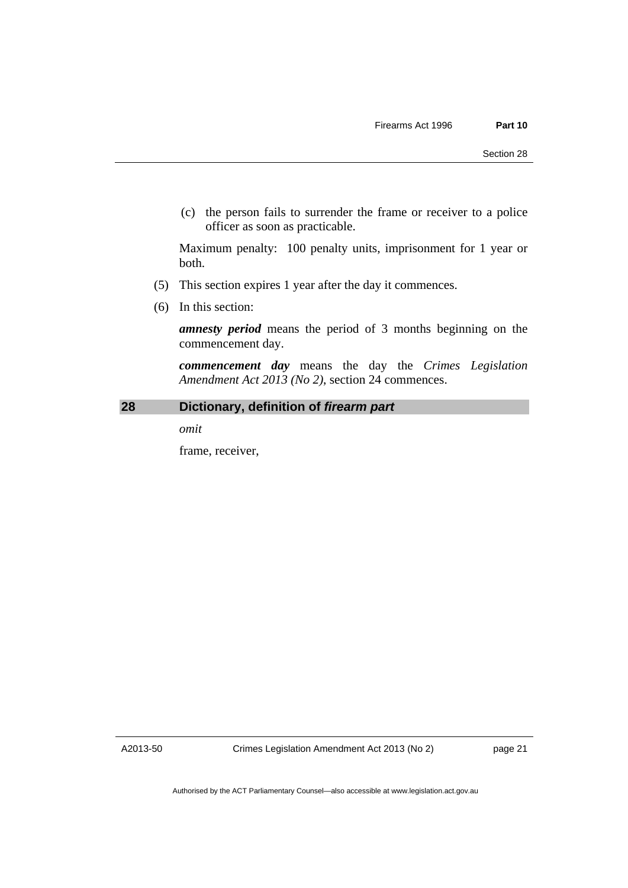(c) the person fails to surrender the frame or receiver to a police officer as soon as practicable.

Maximum penalty: 100 penalty units, imprisonment for 1 year or both.

(5) This section expires 1 year after the day it commences.

(6) In this section:

***amnesty period*** means the period of 3 months beginning on the commencement day.

***commencement day*** means the day the *Crimes Legislation Amendment Act 2013 (No 2)*, section 24 commences.

## 28 Dictionary, definition of *firearm part*

*omit*

frame, receiver,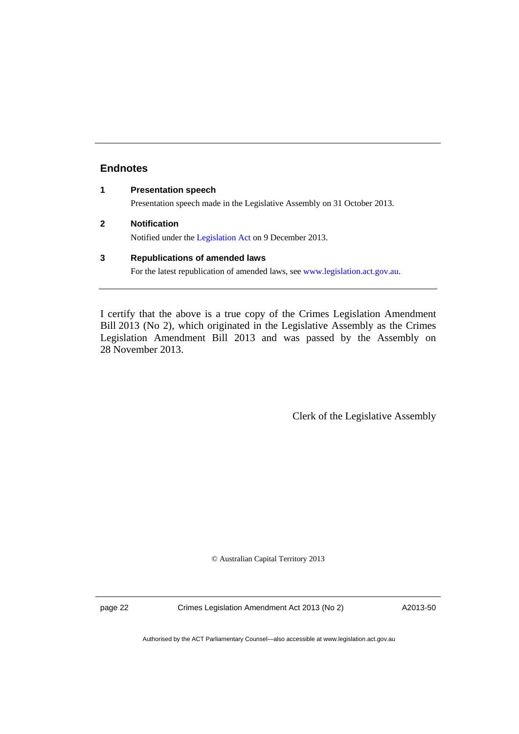## Endnotes

**1 Presentation speech**

Presentation speech made in the Legislative Assembly on 31 October 2013.

**2 Notification**

Notified under the Legislation Act on 9 December 2013.

**3 Republications of amended laws**

For the latest republication of amended laws, see www.legislation.act.gov.au.

---

I certify that the above is a true copy of the Crimes Legislation Amendment Bill 2013 (No 2), which originated in the Legislative Assembly as the Crimes Legislation Amendment Bill 2013 and was passed by the Assembly on 28 November 2013.

Clerk of the Legislative Assembly

© Australian Capital Territory 2013